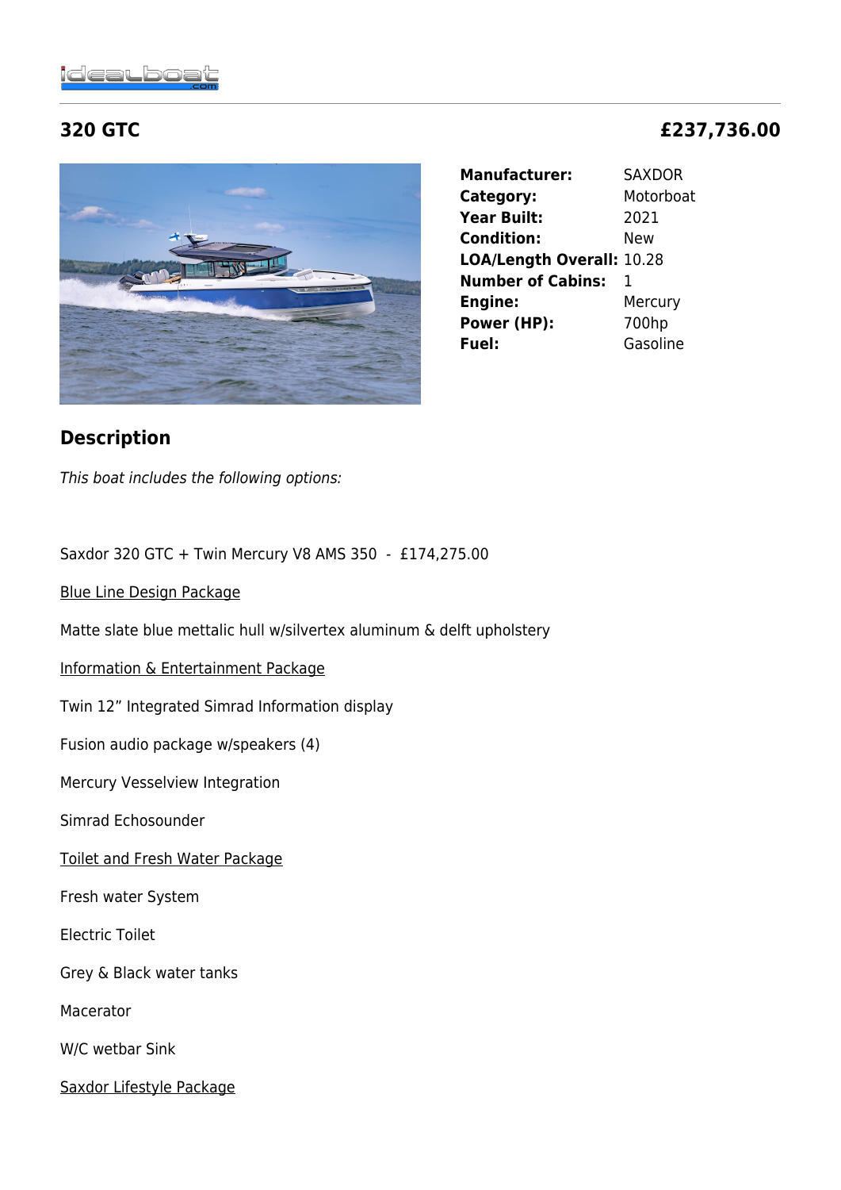# 320 GTC

## £237,736.00

| | |
|---|---|
| **Manufacturer:** | SAXDOR |
| **Category:** | Motorboat |
| **Year Built:** | 2021 |
| **Condition:** | New |
| **LOA/Length Overall:** | 10.28 |
| **Number of Cabins:** | 1 |
| **Engine:** | Mercury |
| **Power (HP):** | 700hp |
| **Fuel:** | Gasoline |

## Description

*This boat includes the following options:*

Saxdor 320 GTC + Twin Mercury V8 AMS 350 - £174,275.00

Blue Line Design Package

Matte slate blue mettalic hull w/silvertex aluminum & delft upholstery

Information & Entertainment Package

Twin 12" Integrated Simrad Information display

Fusion audio package w/speakers (4)

Mercury Vesselview Integration

Simrad Echosounder

Toilet and Fresh Water Package

Fresh water System

Electric Toilet

Grey & Black water tanks

Macerator

W/C wetbar Sink

Saxdor Lifestyle Package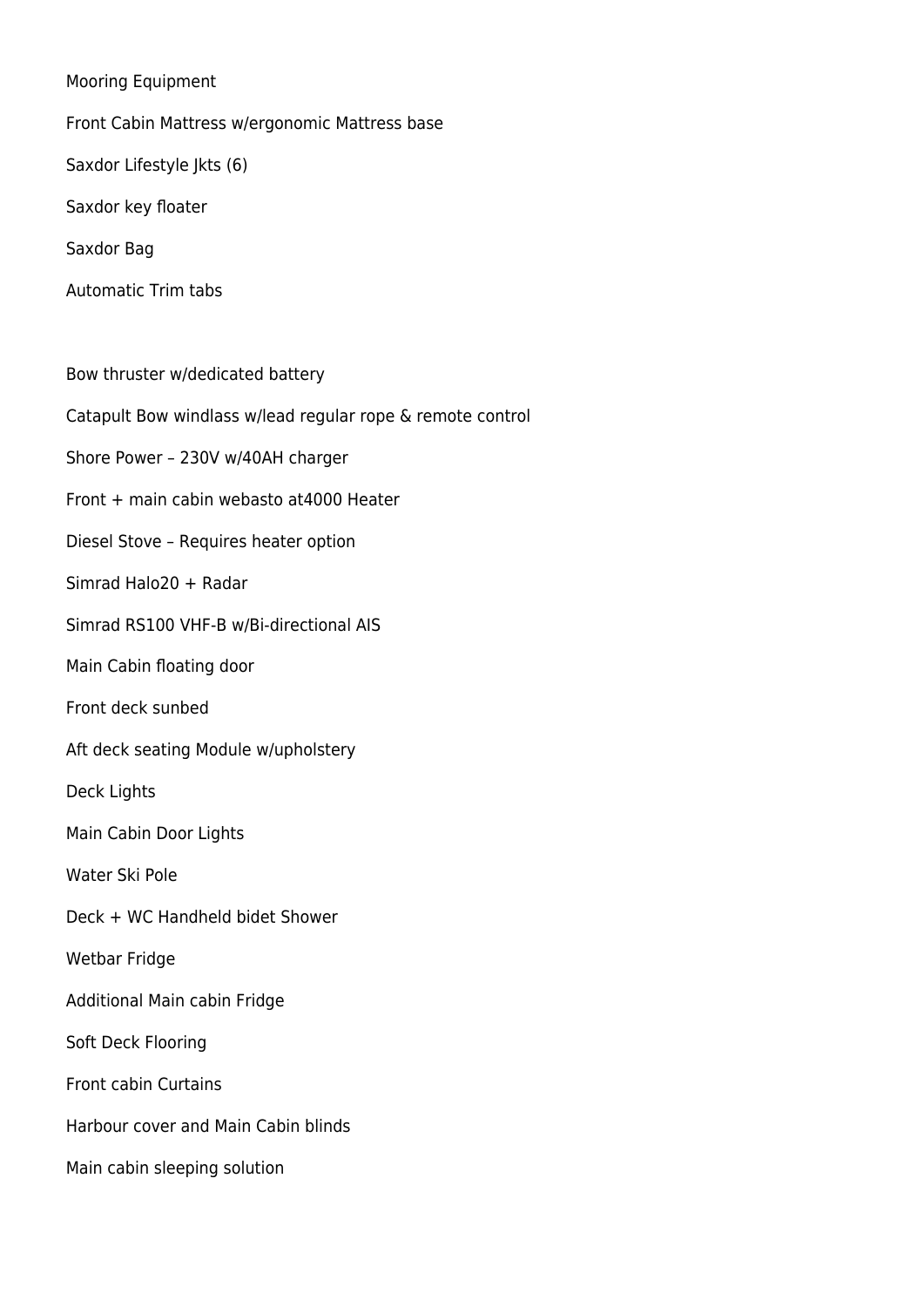Mooring Equipment

Front Cabin Mattress w/ergonomic Mattress base

Saxdor Lifestyle Jkts (6)

Saxdor key floater

Saxdor Bag

Automatic Trim tabs

Bow thruster w/dedicated battery

Catapult Bow windlass w/lead regular rope & remote control

Shore Power – 230V w/40AH charger

Front + main cabin webasto at4000 Heater

Diesel Stove – Requires heater option

Simrad Halo20 + Radar

Simrad RS100 VHF-B w/Bi-directional AIS

Main Cabin floating door

Front deck sunbed

Aft deck seating Module w/upholstery

Deck Lights

Main Cabin Door Lights

Water Ski Pole

Deck + WC Handheld bidet Shower

Wetbar Fridge

Additional Main cabin Fridge

Soft Deck Flooring

Front cabin Curtains

Harbour cover and Main Cabin blinds

Main cabin sleeping solution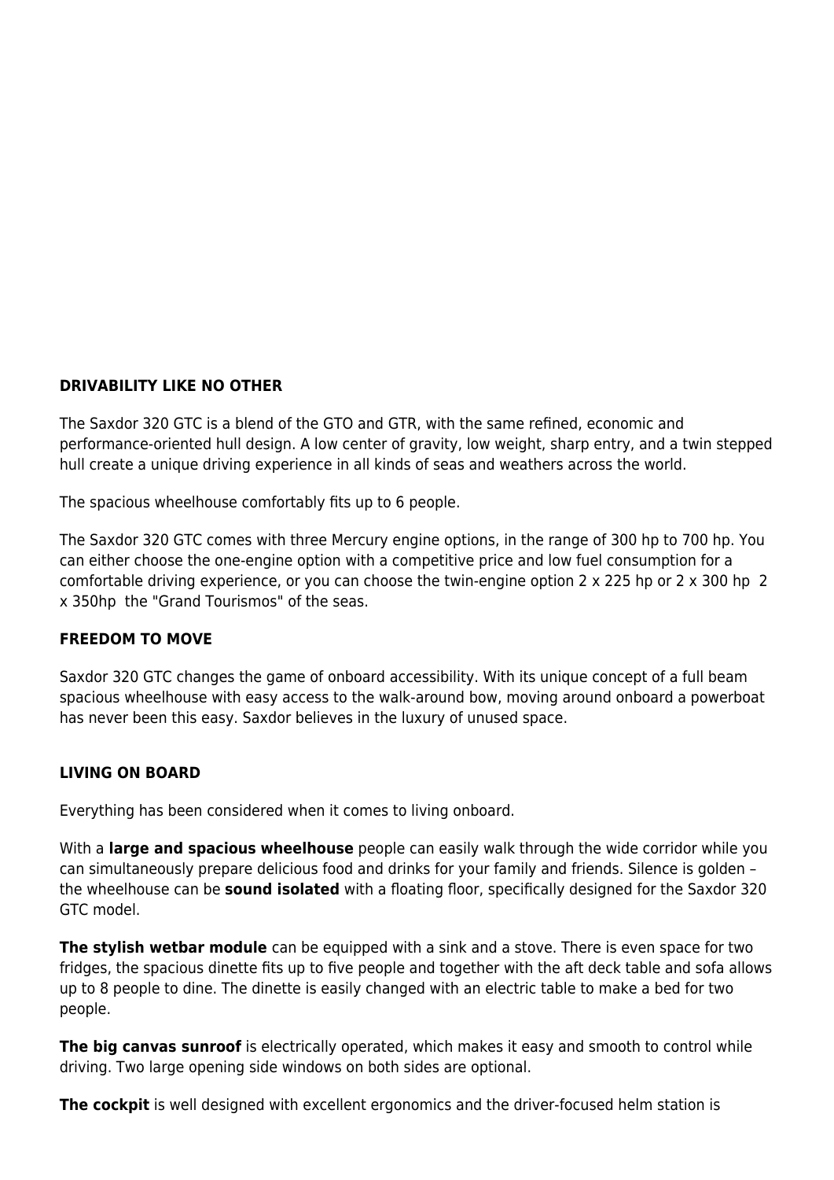**DRIVABILITY LIKE NO OTHER**

The Saxdor 320 GTC is a blend of the GTO and GTR, with the same refined, economic and performance-oriented hull design. A low center of gravity, low weight, sharp entry, and a twin stepped hull create a unique driving experience in all kinds of seas and weathers across the world.

The spacious wheelhouse comfortably fits up to 6 people.

The Saxdor 320 GTC comes with three Mercury engine options, in the range of 300 hp to 700 hp. You can either choose the one-engine option with a competitive price and low fuel consumption for a comfortable driving experience, or you can choose the twin-engine option 2 x 225 hp or 2 x 300 hp  2 x 350hp  the "Grand Tourismos" of the seas.

**FREEDOM TO MOVE**

Saxdor 320 GTC changes the game of onboard accessibility. With its unique concept of a full beam spacious wheelhouse with easy access to the walk-around bow, moving around onboard a powerboat has never been this easy. Saxdor believes in the luxury of unused space.

**LIVING ON BOARD**

Everything has been considered when it comes to living onboard.

With a **large and spacious wheelhouse** people can easily walk through the wide corridor while you can simultaneously prepare delicious food and drinks for your family and friends. Silence is golden – the wheelhouse can be **sound isolated** with a floating floor, specifically designed for the Saxdor 320 GTC model.

**The stylish wetbar module** can be equipped with a sink and a stove. There is even space for two fridges, the spacious dinette fits up to five people and together with the aft deck table and sofa allows up to 8 people to dine. The dinette is easily changed with an electric table to make a bed for two people.

**The big canvas sunroof** is electrically operated, which makes it easy and smooth to control while driving. Two large opening side windows on both sides are optional.

**The cockpit** is well designed with excellent ergonomics and the driver-focused helm station is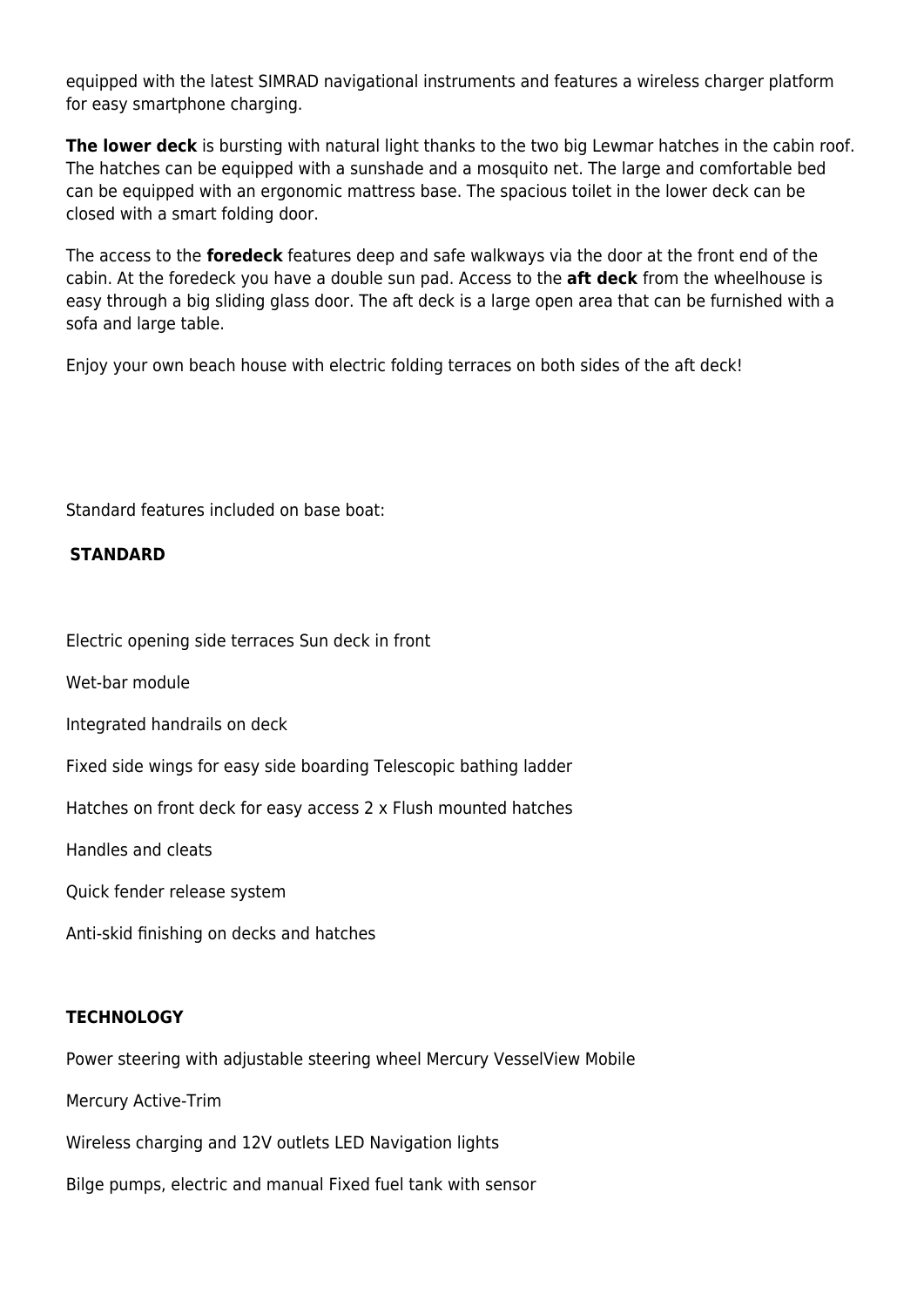equipped with the latest SIMRAD navigational instruments and features a wireless charger platform for easy smartphone charging.

**The lower deck** is bursting with natural light thanks to the two big Lewmar hatches in the cabin roof. The hatches can be equipped with a sunshade and a mosquito net. The large and comfortable bed can be equipped with an ergonomic mattress base. The spacious toilet in the lower deck can be closed with a smart folding door.

The access to the **foredeck** features deep and safe walkways via the door at the front end of the cabin. At the foredeck you have a double sun pad. Access to the **aft deck** from the wheelhouse is easy through a big sliding glass door. The aft deck is a large open area that can be furnished with a sofa and large table.

Enjoy your own beach house with electric folding terraces on both sides of the aft deck!

Standard features included on base boat:

**STANDARD**

Electric opening side terraces Sun deck in front

Wet-bar module

Integrated handrails on deck

Fixed side wings for easy side boarding Telescopic bathing ladder

Hatches on front deck for easy access 2 x Flush mounted hatches

Handles and cleats

Quick fender release system

Anti-skid finishing on decks and hatches

**TECHNOLOGY**

Power steering with adjustable steering wheel Mercury VesselView Mobile

Mercury Active-Trim

Wireless charging and 12V outlets LED Navigation lights

Bilge pumps, electric and manual Fixed fuel tank with sensor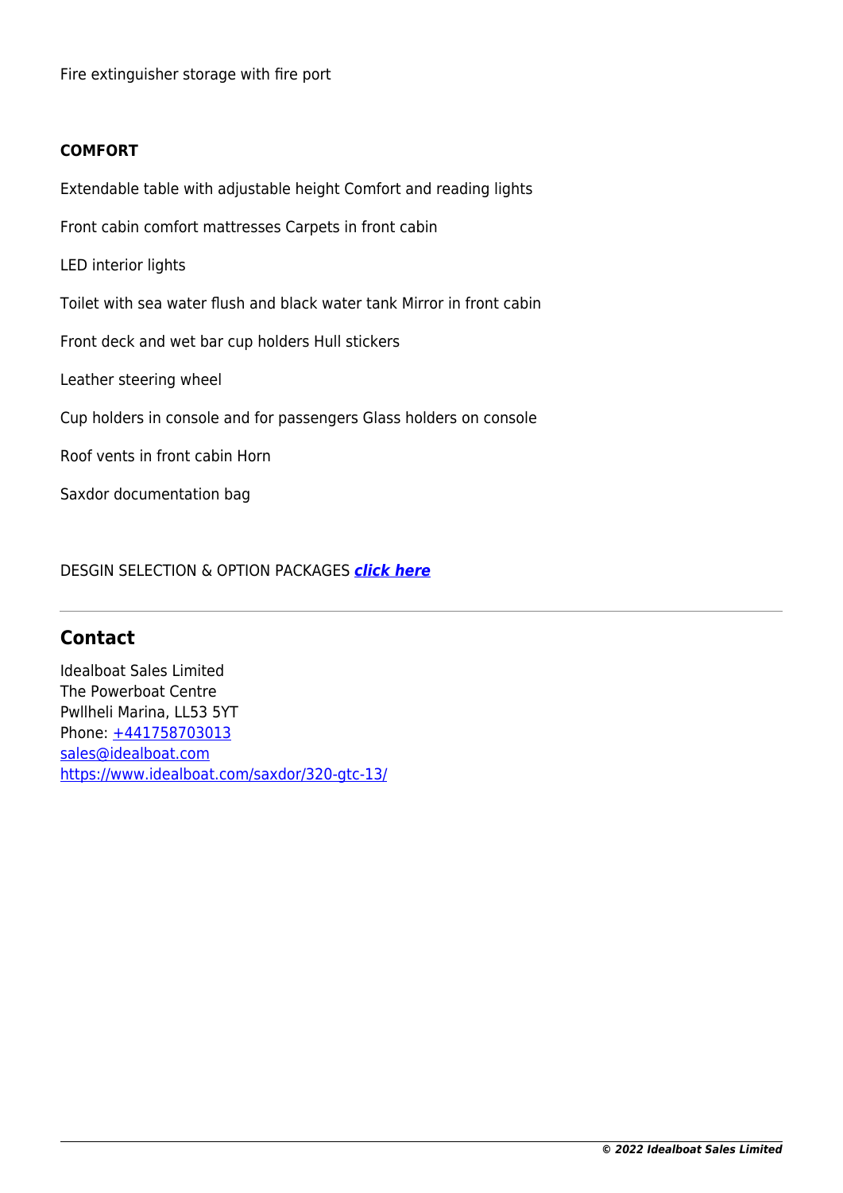Fire extinguisher storage with fire port

**COMFORT**

Extendable table with adjustable height Comfort and reading lights

Front cabin comfort mattresses Carpets in front cabin

LED interior lights

Toilet with sea water flush and black water tank Mirror in front cabin

Front deck and wet bar cup holders Hull stickers

Leather steering wheel

Cup holders in console and for passengers Glass holders on console

Roof vents in front cabin Horn

Saxdor documentation bag

DESGIN SELECTION & OPTION PACKAGES ***click here***

---

## Contact

Idealboat Sales Limited
The Powerboat Centre
Pwllheli Marina, LL53 5YT
Phone: +441758703013
sales@idealboat.com
https://www.idealboat.com/saxdor/320-gtc-13/